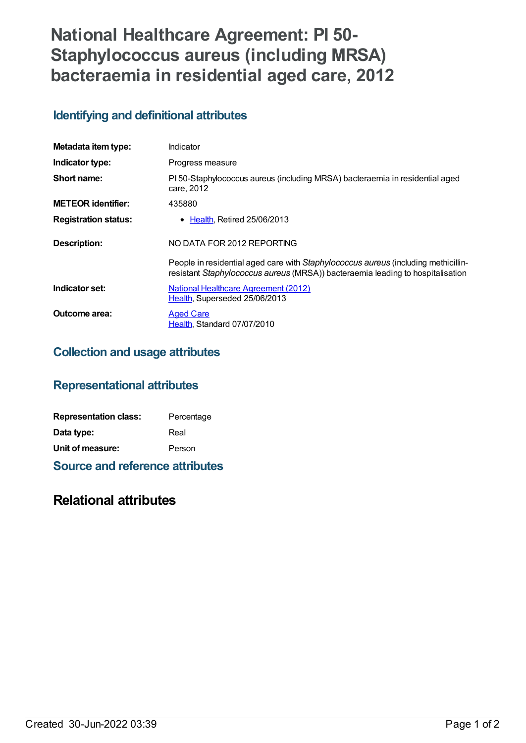# National Healthcare Agreement: PI 50-Staphylococcus aureus (including MRSA) bacteraemia in residential aged care, 2012

## Identifying and definitional attributes

| | |
|---|---|
| **Metadata item type:** | Indicator |
| **Indicator type:** | Progress measure |
| **Short name:** | PI 50-Staphylococcus aureus (including MRSA) bacteraemia in residential aged care, 2012 |
| **METEOR identifier:** | 435880 |
| **Registration status:** | • Health, Retired 25/06/2013 |
| **Description:** | NO DATA FOR 2012 REPORTING<br><br>People in residential aged care with *Staphylococcus aureus* (including methicillin-resistant *Staphylococcus aureus* (MRSA)) bacteraemia leading to hospitalisation |
| **Indicator set:** | National Healthcare Agreement (2012)<br>Health, Superseded 25/06/2013 |
| **Outcome area:** | Aged Care<br>Health, Standard 07/07/2010 |

## Collection and usage attributes

## Representational attributes

| | |
|---|---|
| **Representation class:** | Percentage |
| **Data type:** | Real |
| **Unit of measure:** | Person |

## Source and reference attributes

# Relational attributes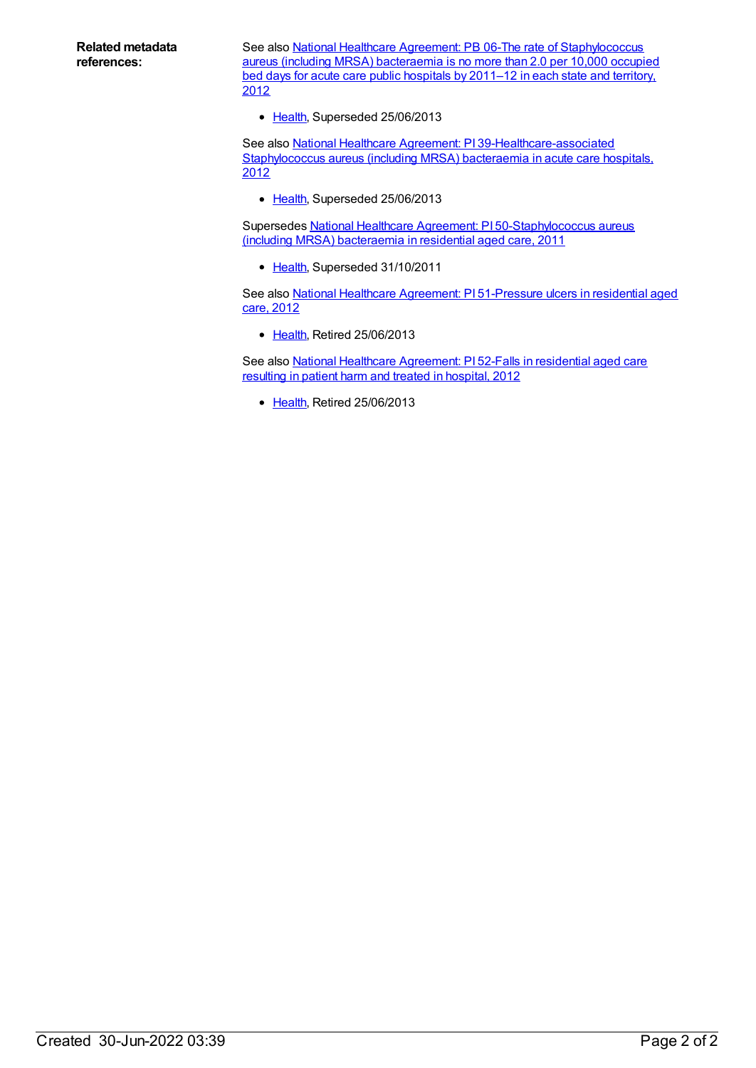**Related metadata references:**

See also National Healthcare Agreement: PB 06-The rate of Staphylococcus aureus (including MRSA) bacteraemia is no more than 2.0 per 10,000 occupied bed days for acute care public hospitals by 2011–12 in each state and territory, 2012

- Health, Superseded 25/06/2013

See also National Healthcare Agreement: PI 39-Healthcare-associated Staphylococcus aureus (including MRSA) bacteraemia in acute care hospitals, 2012

- Health, Superseded 25/06/2013

Supersedes National Healthcare Agreement: PI 50-Staphylococcus aureus (including MRSA) bacteraemia in residential aged care, 2011

- Health, Superseded 31/10/2011

See also National Healthcare Agreement: PI 51-Pressure ulcers in residential aged care, 2012

- Health, Retired 25/06/2013

See also National Healthcare Agreement: PI 52-Falls in residential aged care resulting in patient harm and treated in hospital, 2012

- Health, Retired 25/06/2013